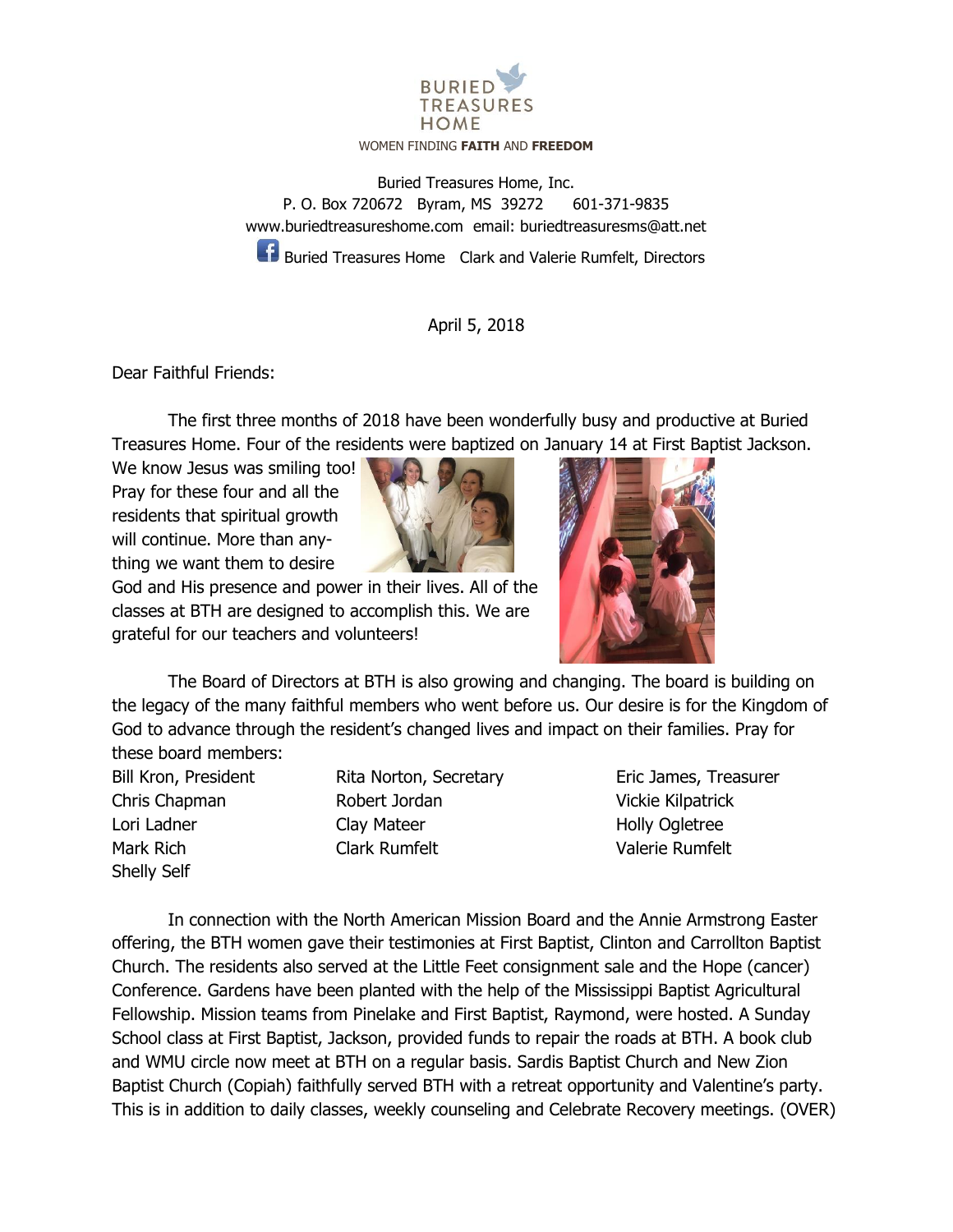BURIED TREASURES HOME

WOMEN FINDING **FAITH** AND **FREEDOM**

Buried Treasures Home, Inc.
P. O. Box 720672 Byram, MS 39272 601-371-9835
www.buriedtreasureshome.com email: buriedtreasuresms@att.net
Buried Treasures Home Clark and Valerie Rumfelt, Directors

April 5, 2018

Dear Faithful Friends:

The first three months of 2018 have been wonderfully busy and productive at Buried Treasures Home. Four of the residents were baptized on January 14 at First Baptist Jackson. We know Jesus was smiling too! Pray for these four and all the residents that spiritual growth will continue. More than anything we want them to desire God and His presence and power in their lives. All of the classes at BTH are designed to accomplish this. We are grateful for our teachers and volunteers!

The Board of Directors at BTH is also growing and changing. The board is building on the legacy of the many faithful members who went before us. Our desire is for the Kingdom of God to advance through the resident's changed lives and impact on their families. Pray for these board members:

Bill Kron, President
Chris Chapman
Lori Ladner
Mark Rich
Shelly Self
Rita Norton, Secretary
Robert Jordan
Clay Mateer
Clark Rumfelt
Eric James, Treasurer
Vickie Kilpatrick
Holly Ogletree
Valerie Rumfelt

In connection with the North American Mission Board and the Annie Armstrong Easter offering, the BTH women gave their testimonies at First Baptist, Clinton and Carrollton Baptist Church. The residents also served at the Little Feet consignment sale and the Hope (cancer) Conference. Gardens have been planted with the help of the Mississippi Baptist Agricultural Fellowship. Mission teams from Pinelake and First Baptist, Raymond, were hosted. A Sunday School class at First Baptist, Jackson, provided funds to repair the roads at BTH. A book club and WMU circle now meet at BTH on a regular basis. Sardis Baptist Church and New Zion Baptist Church (Copiah) faithfully served BTH with a retreat opportunity and Valentine's party. This is in addition to daily classes, weekly counseling and Celebrate Recovery meetings. (OVER)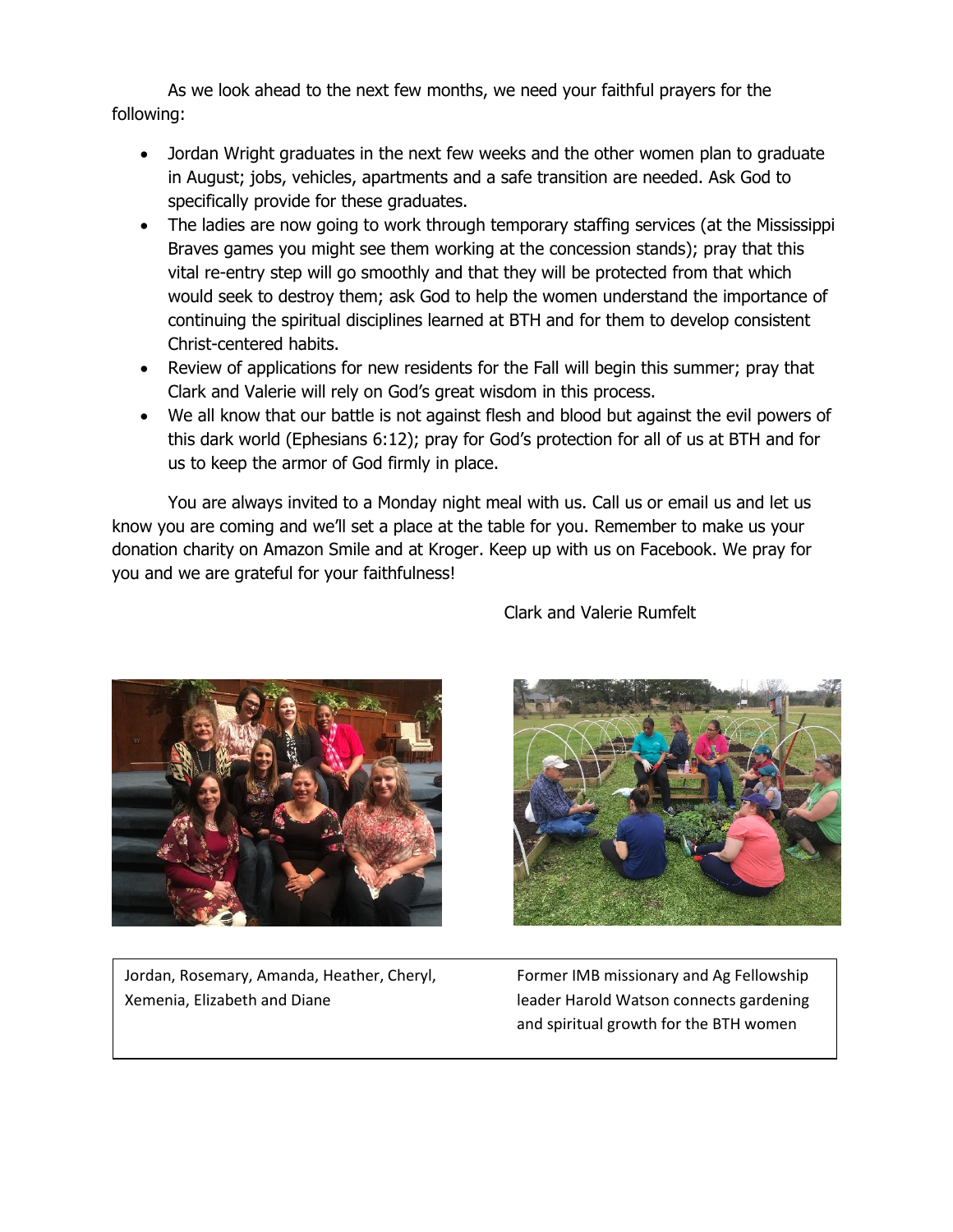As we look ahead to the next few months, we need your faithful prayers for the following:

- Jordan Wright graduates in the next few weeks and the other women plan to graduate in August; jobs, vehicles, apartments and a safe transition are needed. Ask God to specifically provide for these graduates.
- The ladies are now going to work through temporary staffing services (at the Mississippi Braves games you might see them working at the concession stands); pray that this vital re-entry step will go smoothly and that they will be protected from that which would seek to destroy them; ask God to help the women understand the importance of continuing the spiritual disciplines learned at BTH and for them to develop consistent Christ-centered habits.
- Review of applications for new residents for the Fall will begin this summer; pray that Clark and Valerie will rely on God's great wisdom in this process.
- We all know that our battle is not against flesh and blood but against the evil powers of this dark world (Ephesians 6:12); pray for God's protection for all of us at BTH and for us to keep the armor of God firmly in place.

You are always invited to a Monday night meal with us. Call us or email us and let us know you are coming and we'll set a place at the table for you. Remember to make us your donation charity on Amazon Smile and at Kroger. Keep up with us on Facebook. We pray for you and we are grateful for your faithfulness!

Clark and Valerie Rumfelt

Jordan, Rosemary, Amanda, Heather, Cheryl, Xemenia, Elizabeth and Diane

Former IMB missionary and Ag Fellowship leader Harold Watson connects gardening and spiritual growth for the BTH women